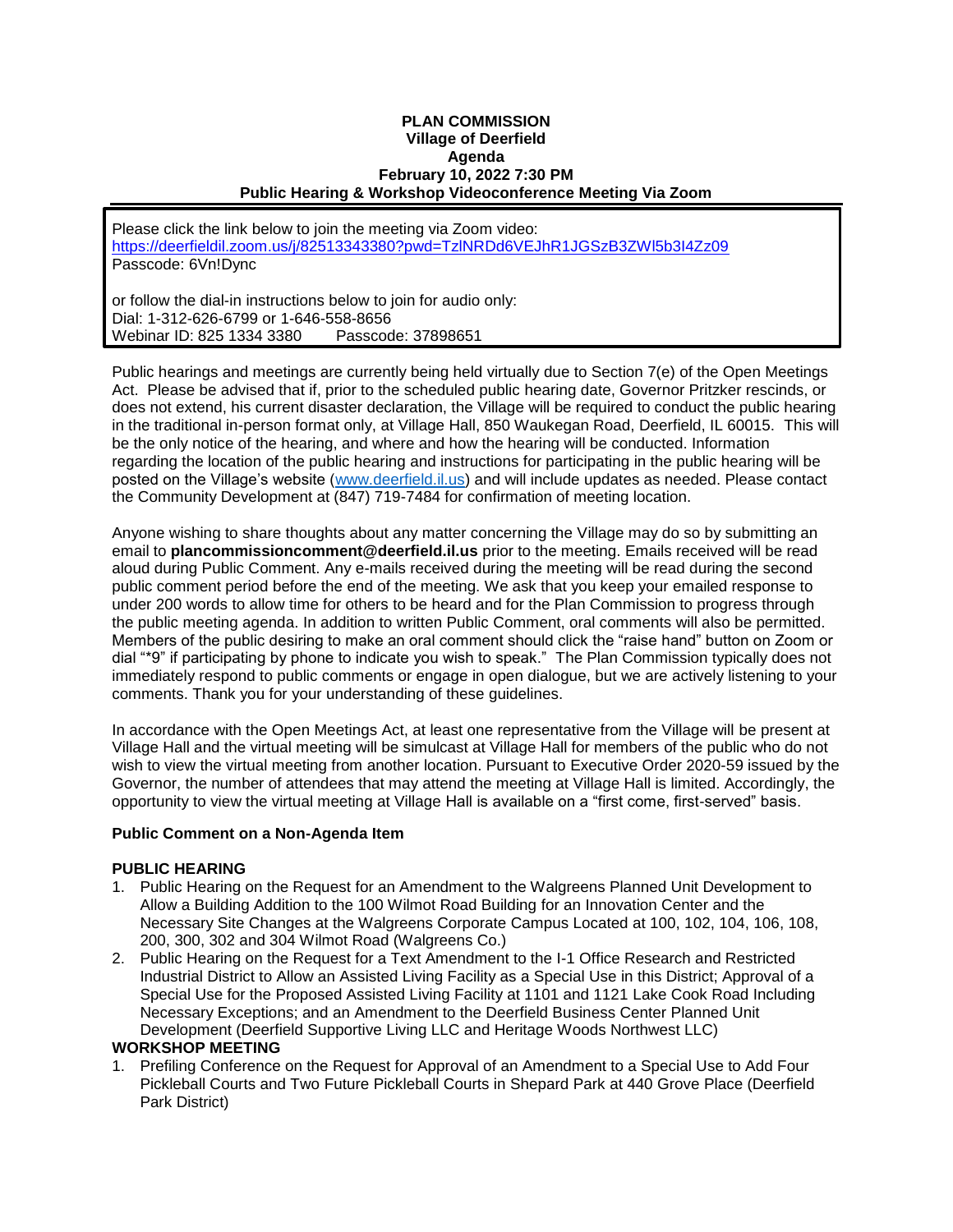**PLAN COMMISSION**
**Village of Deerfield**
**Agenda**
**February 10, 2022 7:30 PM**
**Public Hearing & Workshop Videoconference Meeting Via Zoom**

Please click the link below to join the meeting via Zoom video:
https://deerfieldil.zoom.us/j/82513343380?pwd=TzlNRDd6VEJhR1JGSzB3ZWl5b3I4Zz09
Passcode: 6Vn!Dync

or follow the dial-in instructions below to join for audio only:
Dial: 1-312-626-6799 or 1-646-558-8656
Webinar ID: 825 1334 3380 Passcode: 37898651

Public hearings and meetings are currently being held virtually due to Section 7(e) of the Open Meetings Act. Please be advised that if, prior to the scheduled public hearing date, Governor Pritzker rescinds, or does not extend, his current disaster declaration, the Village will be required to conduct the public hearing in the traditional in-person format only, at Village Hall, 850 Waukegan Road, Deerfield, IL 60015. This will be the only notice of the hearing, and where and how the hearing will be conducted. Information regarding the location of the public hearing and instructions for participating in the public hearing will be posted on the Village's website (www.deerfield.il.us) and will include updates as needed. Please contact the Community Development at (847) 719-7484 for confirmation of meeting location.

Anyone wishing to share thoughts about any matter concerning the Village may do so by submitting an email to **plancommissioncomment@deerfield.il.us** prior to the meeting. Emails received will be read aloud during Public Comment. Any e-mails received during the meeting will be read during the second public comment period before the end of the meeting. We ask that you keep your emailed response to under 200 words to allow time for others to be heard and for the Plan Commission to progress through the public meeting agenda. In addition to written Public Comment, oral comments will also be permitted. Members of the public desiring to make an oral comment should click the "raise hand" button on Zoom or dial "*9" if participating by phone to indicate you wish to speak." The Plan Commission typically does not immediately respond to public comments or engage in open dialogue, but we are actively listening to your comments. Thank you for your understanding of these guidelines.

In accordance with the Open Meetings Act, at least one representative from the Village will be present at Village Hall and the virtual meeting will be simulcast at Village Hall for members of the public who do not wish to view the virtual meeting from another location. Pursuant to Executive Order 2020-59 issued by the Governor, the number of attendees that may attend the meeting at Village Hall is limited. Accordingly, the opportunity to view the virtual meeting at Village Hall is available on a "first come, first-served" basis.

**Public Comment on a Non-Agenda Item**

**PUBLIC HEARING**

1. Public Hearing on the Request for an Amendment to the Walgreens Planned Unit Development to Allow a Building Addition to the 100 Wilmot Road Building for an Innovation Center and the Necessary Site Changes at the Walgreens Corporate Campus Located at 100, 102, 104, 106, 108, 200, 300, 302 and 304 Wilmot Road (Walgreens Co.)
2. Public Hearing on the Request for a Text Amendment to the I-1 Office Research and Restricted Industrial District to Allow an Assisted Living Facility as a Special Use in this District; Approval of a Special Use for the Proposed Assisted Living Facility at 1101 and 1121 Lake Cook Road Including Necessary Exceptions; and an Amendment to the Deerfield Business Center Planned Unit Development (Deerfield Supportive Living LLC and Heritage Woods Northwest LLC)

**WORKSHOP MEETING**

1. Prefiling Conference on the Request for Approval of an Amendment to a Special Use to Add Four Pickleball Courts and Two Future Pickleball Courts in Shepard Park at 440 Grove Place (Deerfield Park District)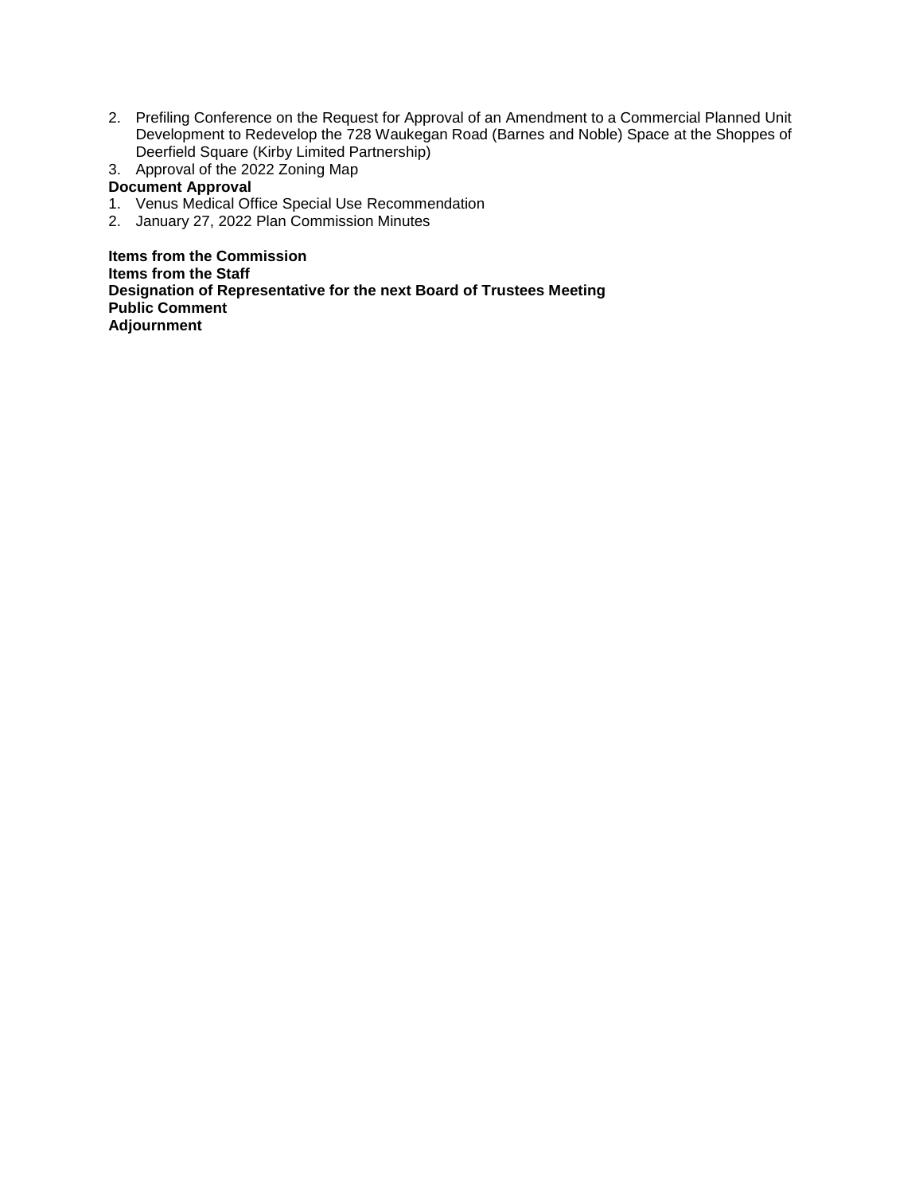2. Prefiling Conference on the Request for Approval of an Amendment to a Commercial Planned Unit Development to Redevelop the 728 Waukegan Road (Barnes and Noble) Space at the Shoppes of Deerfield Square (Kirby Limited Partnership)
3. Approval of the 2022 Zoning Map

**Document Approval**

1. Venus Medical Office Special Use Recommendation
2. January 27, 2022 Plan Commission Minutes

**Items from the Commission**
**Items from the Staff**
**Designation of Representative for the next Board of Trustees Meeting**
**Public Comment**
**Adjournment**